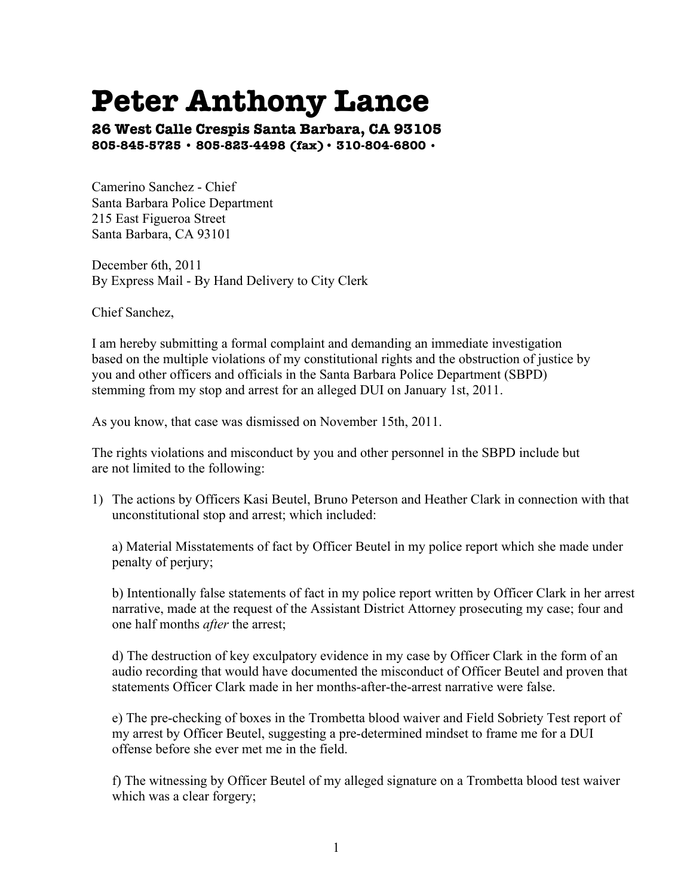# Peter Anthony Lance

**26 West Calle Crespis Santa Barbara, CA 93105**
**805-845-5725 • 805-823-4498 (fax) • 310-804-6800 •**

Camerino Sanchez - Chief
Santa Barbara Police Department
215 East Figueroa Street
Santa Barbara, CA 93101

December 6th, 2011
By Express Mail - By Hand Delivery to City Clerk

Chief Sanchez,

I am hereby submitting a formal complaint and demanding an immediate investigation based on the multiple violations of my constitutional rights and the obstruction of justice by you and other officers and officials in the Santa Barbara Police Department (SBPD) stemming from my stop and arrest for an alleged DUI on January 1st, 2011.

As you know, that case was dismissed on November 15th, 2011.

The rights violations and misconduct by you and other personnel in the SBPD include but are not limited to the following:

1) The actions by Officers Kasi Beutel, Bruno Peterson and Heather Clark in connection with that unconstitutional stop and arrest; which included:

   a) Material Misstatements of fact by Officer Beutel in my police report which she made under penalty of perjury;

   b) Intentionally false statements of fact in my police report written by Officer Clark in her arrest narrative, made at the request of the Assistant District Attorney prosecuting my case; four and one half months *after* the arrest;

   d) The destruction of key exculpatory evidence in my case by Officer Clark in the form of an audio recording that would have documented the misconduct of Officer Beutel and proven that statements Officer Clark made in her months-after-the-arrest narrative were false.

   e) The pre-checking of boxes in the Trombetta blood waiver and Field Sobriety Test report of my arrest by Officer Beutel, suggesting a pre-determined mindset to frame me for a DUI offense before she ever met me in the field.

   f) The witnessing by Officer Beutel of my alleged signature on a Trombetta blood test waiver which was a clear forgery;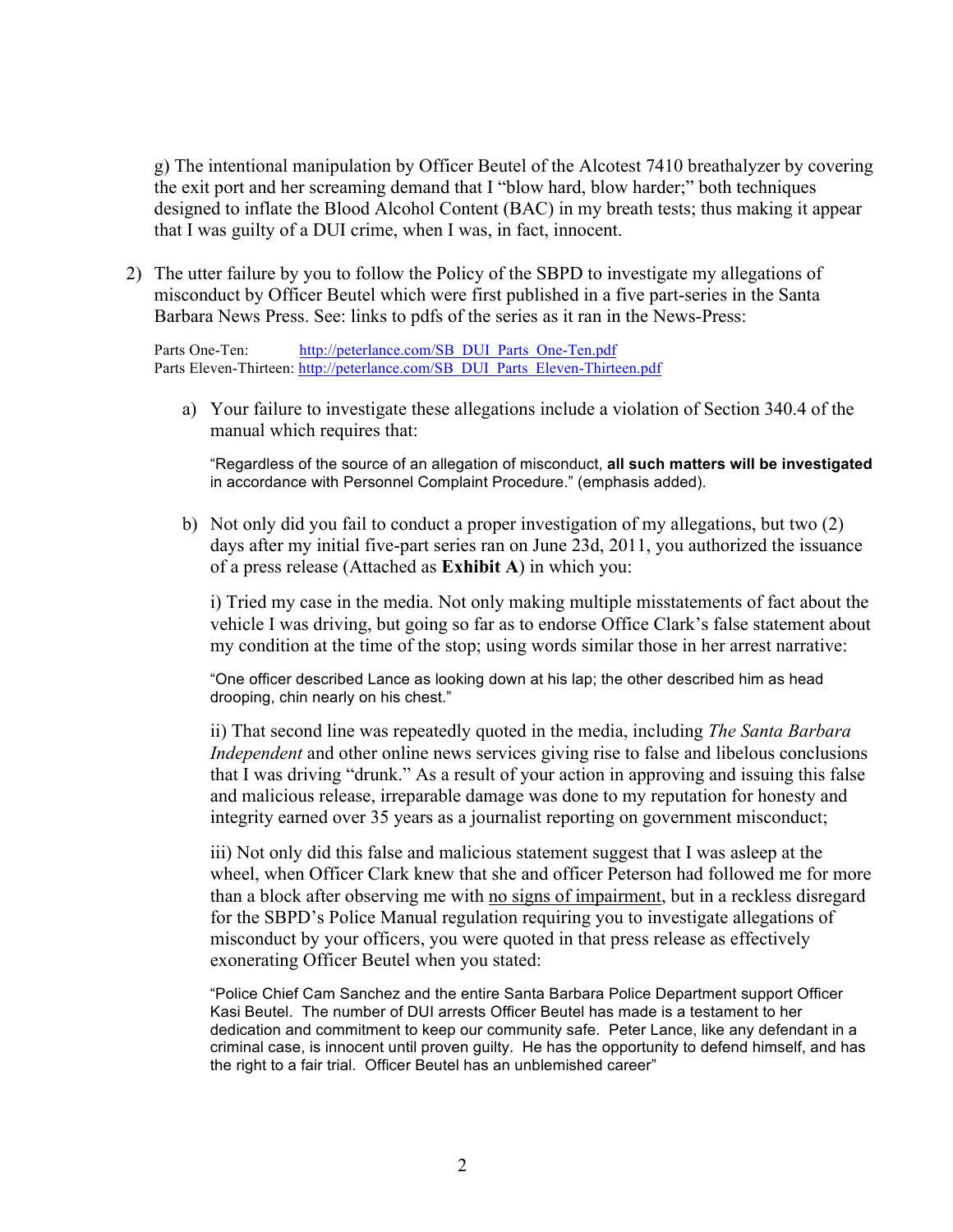g) The intentional manipulation by Officer Beutel of the Alcotest 7410 breathalyzer by covering the exit port and her screaming demand that I "blow hard, blow harder;" both techniques designed to inflate the Blood Alcohol Content (BAC) in my breath tests; thus making it appear that I was guilty of a DUI crime, when I was, in fact, innocent.

2) The utter failure by you to follow the Policy of the SBPD to investigate my allegations of misconduct by Officer Beutel which were first published in a five part-series in the Santa Barbara News Press. See: links to pdfs of the series as it ran in the News-Press:

Parts One-Ten: [http://peterlance.com/SB_DUI_Parts_One-Ten.pdf](http://peterlance.com/SB_DUI_Parts_One-Ten.pdf)
Parts Eleven-Thirteen: [http://peterlance.com/SB_DUI_Parts_Eleven-Thirteen.pdf](http://peterlance.com/SB_DUI_Parts_Eleven-Thirteen.pdf)

a) Your failure to investigate these allegations include a violation of Section 340.4 of the manual which requires that:

> "Regardless of the source of an allegation of misconduct, **all such matters will be investigated** in accordance with Personnel Complaint Procedure." (emphasis added).

b) Not only did you fail to conduct a proper investigation of my allegations, but two (2) days after my initial five-part series ran on June 23d, 2011, you authorized the issuance of a press release (Attached as **Exhibit A**) in which you:

i) Tried my case in the media. Not only making multiple misstatements of fact about the vehicle I was driving, but going so far as to endorse Office Clark's false statement about my condition at the time of the stop; using words similar those in her arrest narrative:

> "One officer described Lance as looking down at his lap; the other described him as head drooping, chin nearly on his chest."

ii) That second line was repeatedly quoted in the media, including *The Santa Barbara Independent* and other online news services giving rise to false and libelous conclusions that I was driving "drunk." As a result of your action in approving and issuing this false and malicious release, irreparable damage was done to my reputation for honesty and integrity earned over 35 years as a journalist reporting on government misconduct;

iii) Not only did this false and malicious statement suggest that I was asleep at the wheel, when Officer Clark knew that she and officer Peterson had followed me for more than a block after observing me with <u>no signs of impairment</u>, but in a reckless disregard for the SBPD's Police Manual regulation requiring you to investigate allegations of misconduct by your officers, you were quoted in that press release as effectively exonerating Officer Beutel when you stated:

> "Police Chief Cam Sanchez and the entire Santa Barbara Police Department support Officer Kasi Beutel. The number of DUI arrests Officer Beutel has made is a testament to her dedication and commitment to keep our community safe. Peter Lance, like any defendant in a criminal case, is innocent until proven guilty. He has the opportunity to defend himself, and has the right to a fair trial. Officer Beutel has an unblemished career"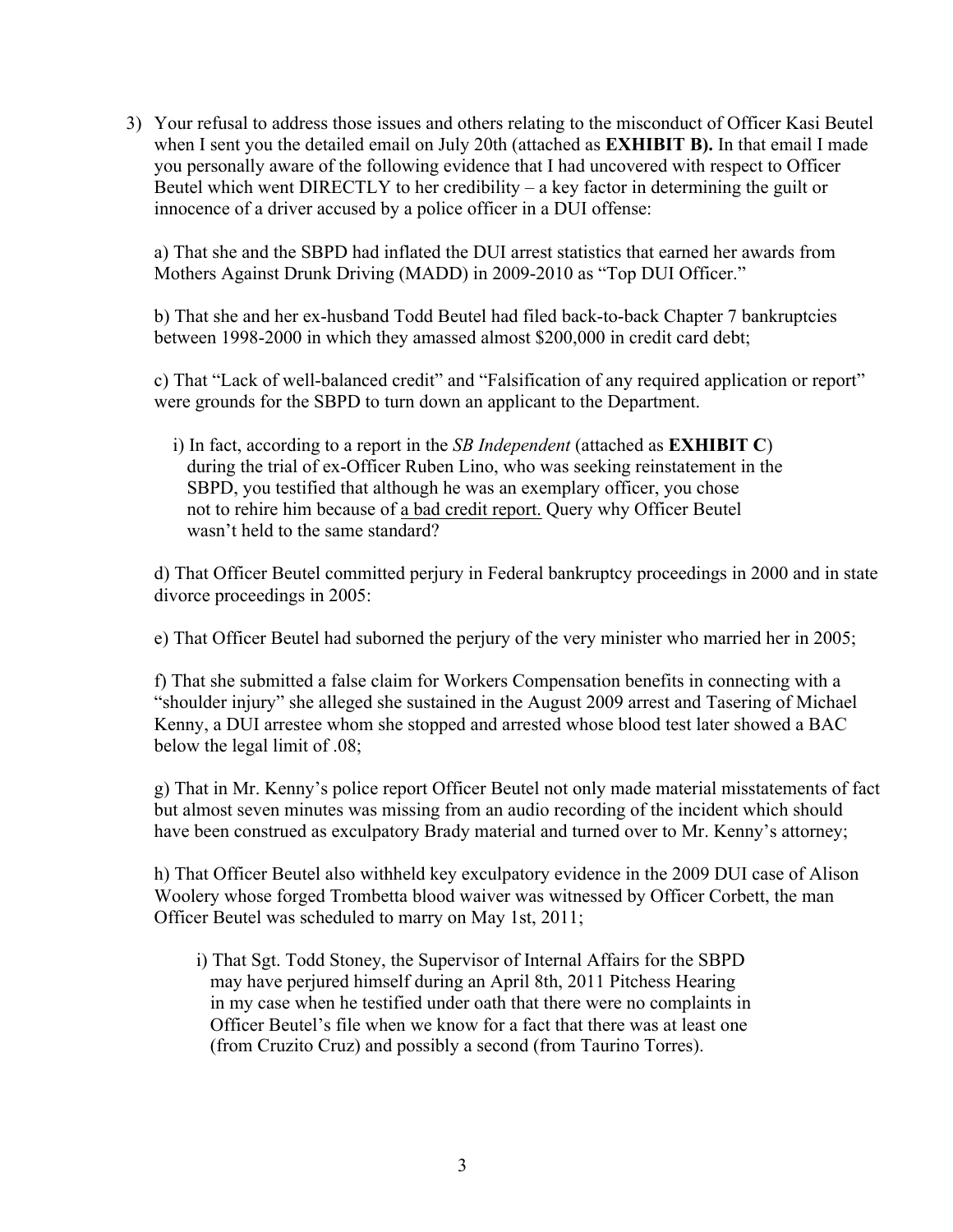3) Your refusal to address those issues and others relating to the misconduct of Officer Kasi Beutel when I sent you the detailed email on July 20th (attached as **EXHIBIT B).** In that email I made you personally aware of the following evidence that I had uncovered with respect to Officer Beutel which went DIRECTLY to her credibility – a key factor in determining the guilt or innocence of a driver accused by a police officer in a DUI offense:

   a) That she and the SBPD had inflated the DUI arrest statistics that earned her awards from Mothers Against Drunk Driving (MADD) in 2009-2010 as "Top DUI Officer."

   b) That she and her ex-husband Todd Beutel had filed back-to-back Chapter 7 bankruptcies between 1998-2000 in which they amassed almost $200,000 in credit card debt;

   c) That "Lack of well-balanced credit" and "Falsification of any required application or report" were grounds for the SBPD to turn down an applicant to the Department.

      i) In fact, according to a report in the *SB Independent* (attached as **EXHIBIT C**) during the trial of ex-Officer Ruben Lino, who was seeking reinstatement in the SBPD, you testified that although he was an exemplary officer, you chose not to rehire him because of <u>a bad credit report.</u> Query why Officer Beutel wasn't held to the same standard?

   d) That Officer Beutel committed perjury in Federal bankruptcy proceedings in 2000 and in state divorce proceedings in 2005:

   e) That Officer Beutel had suborned the perjury of the very minister who married her in 2005;

   f) That she submitted a false claim for Workers Compensation benefits in connecting with a "shoulder injury" she alleged she sustained in the August 2009 arrest and Tasering of Michael Kenny, a DUI arrestee whom she stopped and arrested whose blood test later showed a BAC below the legal limit of .08;

   g) That in Mr. Kenny's police report Officer Beutel not only made material misstatements of fact but almost seven minutes was missing from an audio recording of the incident which should have been construed as exculpatory Brady material and turned over to Mr. Kenny's attorney;

   h) That Officer Beutel also withheld key exculpatory evidence in the 2009 DUI case of Alison Woolery whose forged Trombetta blood waiver was witnessed by Officer Corbett, the man Officer Beutel was scheduled to marry on May 1st, 2011;

      i) That Sgt. Todd Stoney, the Supervisor of Internal Affairs for the SBPD may have perjured himself during an April 8th, 2011 Pitchess Hearing in my case when he testified under oath that there were no complaints in Officer Beutel's file when we know for a fact that there was at least one (from Cruzito Cruz) and possibly a second (from Taurino Torres).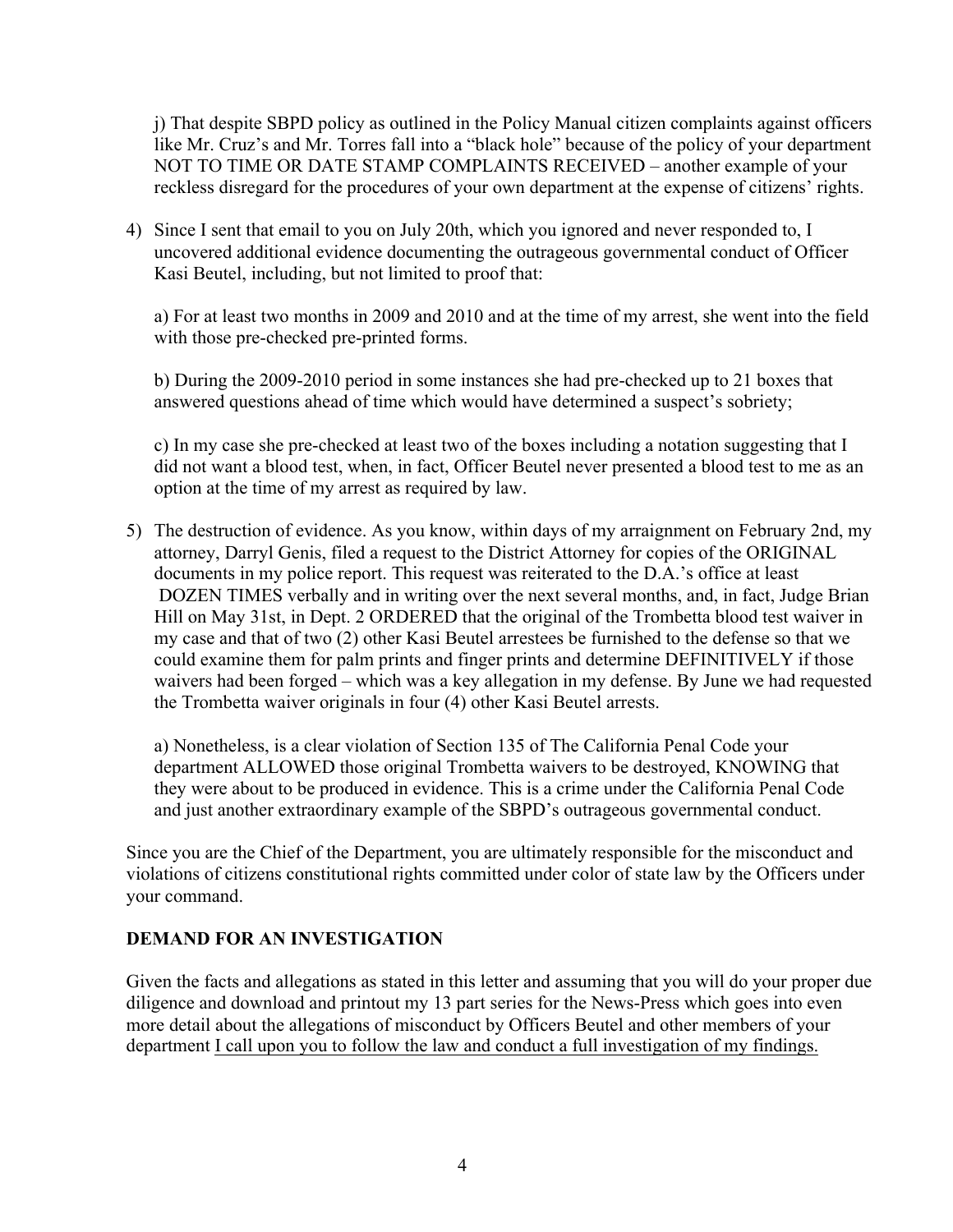j) That despite SBPD policy as outlined in the Policy Manual citizen complaints against officers like Mr. Cruz's and Mr. Torres fall into a "black hole" because of the policy of your department NOT TO TIME OR DATE STAMP COMPLAINTS RECEIVED – another example of your reckless disregard for the procedures of your own department at the expense of citizens' rights.

4) Since I sent that email to you on July 20th, which you ignored and never responded to, I uncovered additional evidence documenting the outrageous governmental conduct of Officer Kasi Beutel, including, but not limited to proof that:

   a) For at least two months in 2009 and 2010 and at the time of my arrest, she went into the field with those pre-checked pre-printed forms.

   b) During the 2009-2010 period in some instances she had pre-checked up to 21 boxes that answered questions ahead of time which would have determined a suspect's sobriety;

   c) In my case she pre-checked at least two of the boxes including a notation suggesting that I did not want a blood test, when, in fact, Officer Beutel never presented a blood test to me as an option at the time of my arrest as required by law.

5) The destruction of evidence. As you know, within days of my arraignment on February 2nd, my attorney, Darryl Genis, filed a request to the District Attorney for copies of the ORIGINAL documents in my police report. This request was reiterated to the D.A.'s office at least DOZEN TIMES verbally and in writing over the next several months, and, in fact, Judge Brian Hill on May 31st, in Dept. 2 ORDERED that the original of the Trombetta blood test waiver in my case and that of two (2) other Kasi Beutel arrestees be furnished to the defense so that we could examine them for palm prints and finger prints and determine DEFINITIVELY if those waivers had been forged – which was a key allegation in my defense. By June we had requested the Trombetta waiver originals in four (4) other Kasi Beutel arrests.

   a) Nonetheless, is a clear violation of Section 135 of The California Penal Code your department ALLOWED those original Trombetta waivers to be destroyed, KNOWING that they were about to be produced in evidence. This is a crime under the California Penal Code and just another extraordinary example of the SBPD's outrageous governmental conduct.

Since you are the Chief of the Department, you are ultimately responsible for the misconduct and violations of citizens constitutional rights committed under color of state law by the Officers under your command.

**DEMAND FOR AN INVESTIGATION**

Given the facts and allegations as stated in this letter and assuming that you will do your proper due diligence and download and printout my 13 part series for the News-Press which goes into even more detail about the allegations of misconduct by Officers Beutel and other members of your department <u>I call upon you to follow the law and conduct a full investigation of my findings.</u>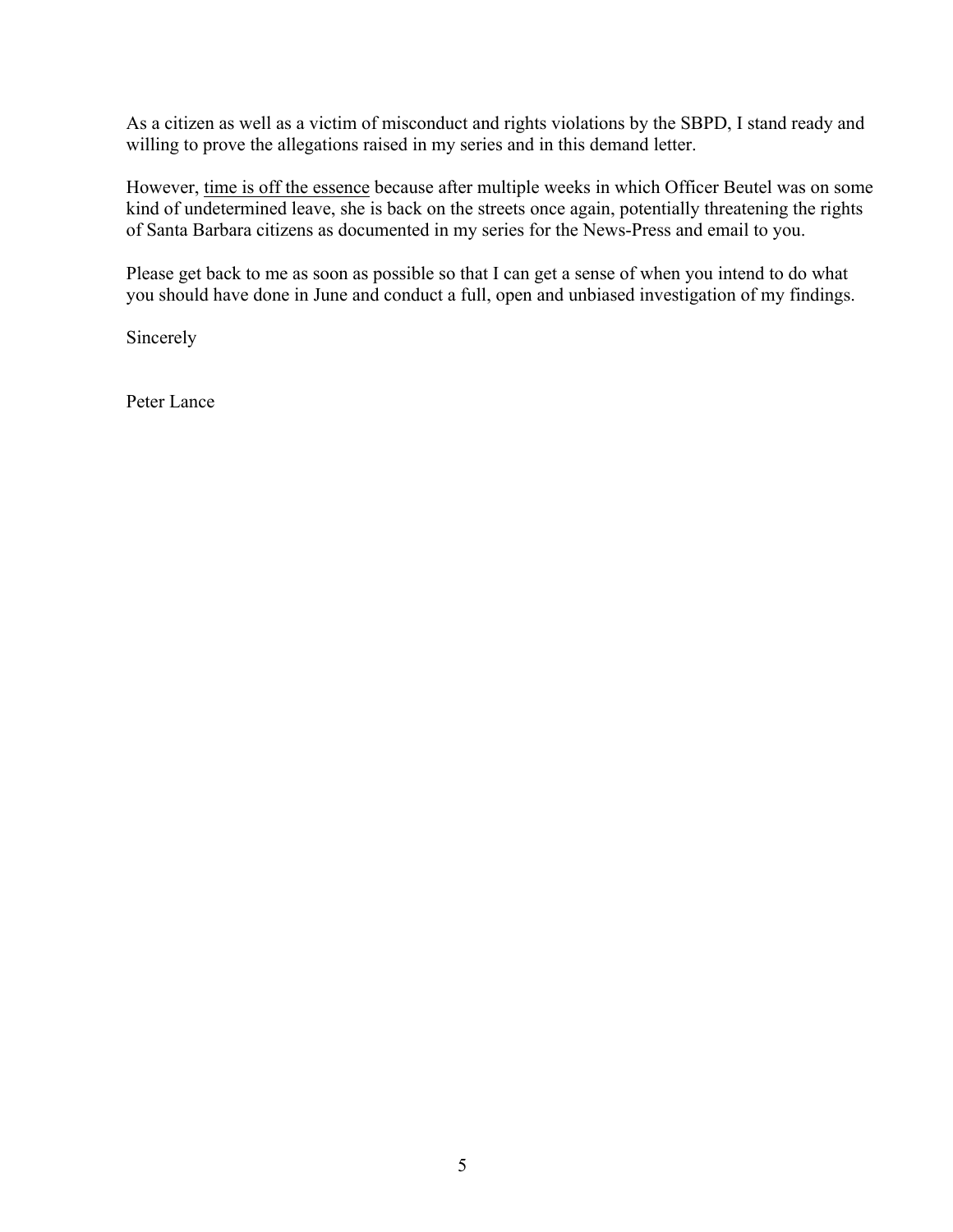As a citizen as well as a victim of misconduct and rights violations by the SBPD, I stand ready and willing to prove the allegations raised in my series and in this demand letter.

However, <u>time is off the essence</u> because after multiple weeks in which Officer Beutel was on some kind of undetermined leave, she is back on the streets once again, potentially threatening the rights of Santa Barbara citizens as documented in my series for the News-Press and email to you.

Please get back to me as soon as possible so that I can get a sense of when you intend to do what you should have done in June and conduct a full, open and unbiased investigation of my findings.

Sincerely

Peter Lance